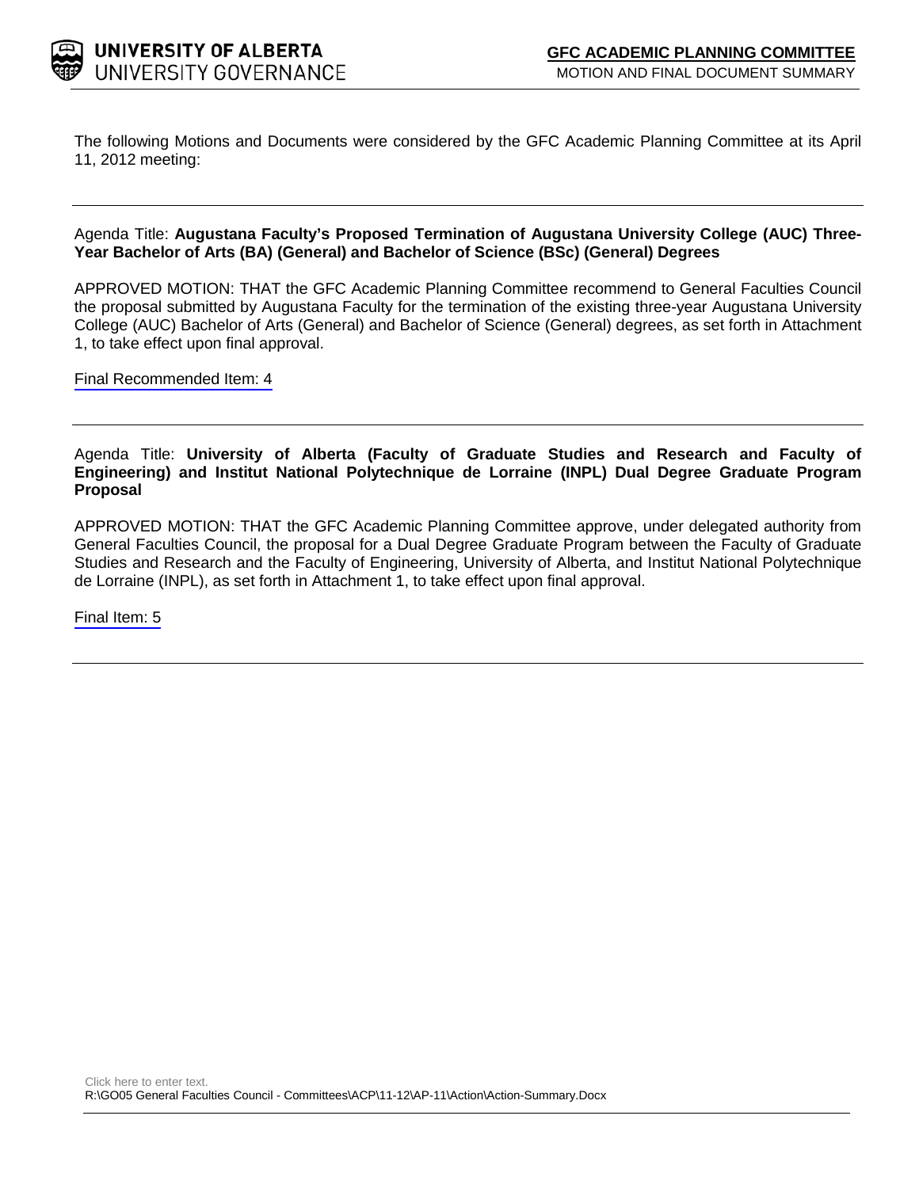**UNIVERSITY OF ALBERTA**
UNIVERSITY GOVERNANCE

**GFC ACADEMIC PLANNING COMMITTEE**
MOTION AND FINAL DOCUMENT SUMMARY

The following Motions and Documents were considered by the GFC Academic Planning Committee at its April 11, 2012 meeting:

---

Agenda Title: **Augustana Faculty's Proposed Termination of Augustana University College (AUC) Three-Year Bachelor of Arts (BA) (General) and Bachelor of Science (BSc) (General) Degrees**

APPROVED MOTION: THAT the GFC Academic Planning Committee recommend to General Faculties Council the proposal submitted by Augustana Faculty for the termination of the existing three-year Augustana University College (AUC) Bachelor of Arts (General) and Bachelor of Science (General) degrees, as set forth in Attachment 1, to take effect upon final approval.

Final Recommended Item: 4

---

Agenda Title: **University of Alberta (Faculty of Graduate Studies and Research and Faculty of Engineering) and Institut National Polytechnique de Lorraine (INPL) Dual Degree Graduate Program Proposal**

APPROVED MOTION: THAT the GFC Academic Planning Committee approve, under delegated authority from General Faculties Council, the proposal for a Dual Degree Graduate Program between the Faculty of Graduate Studies and Research and the Faculty of Engineering, University of Alberta, and Institut National Polytechnique de Lorraine (INPL), as set forth in Attachment 1, to take effect upon final approval.

Final Item: 5

---

Click here to enter text.
R:\GO05 General Faculties Council - Committees\ACP\11-12\AP-11\Action\Action-Summary.Docx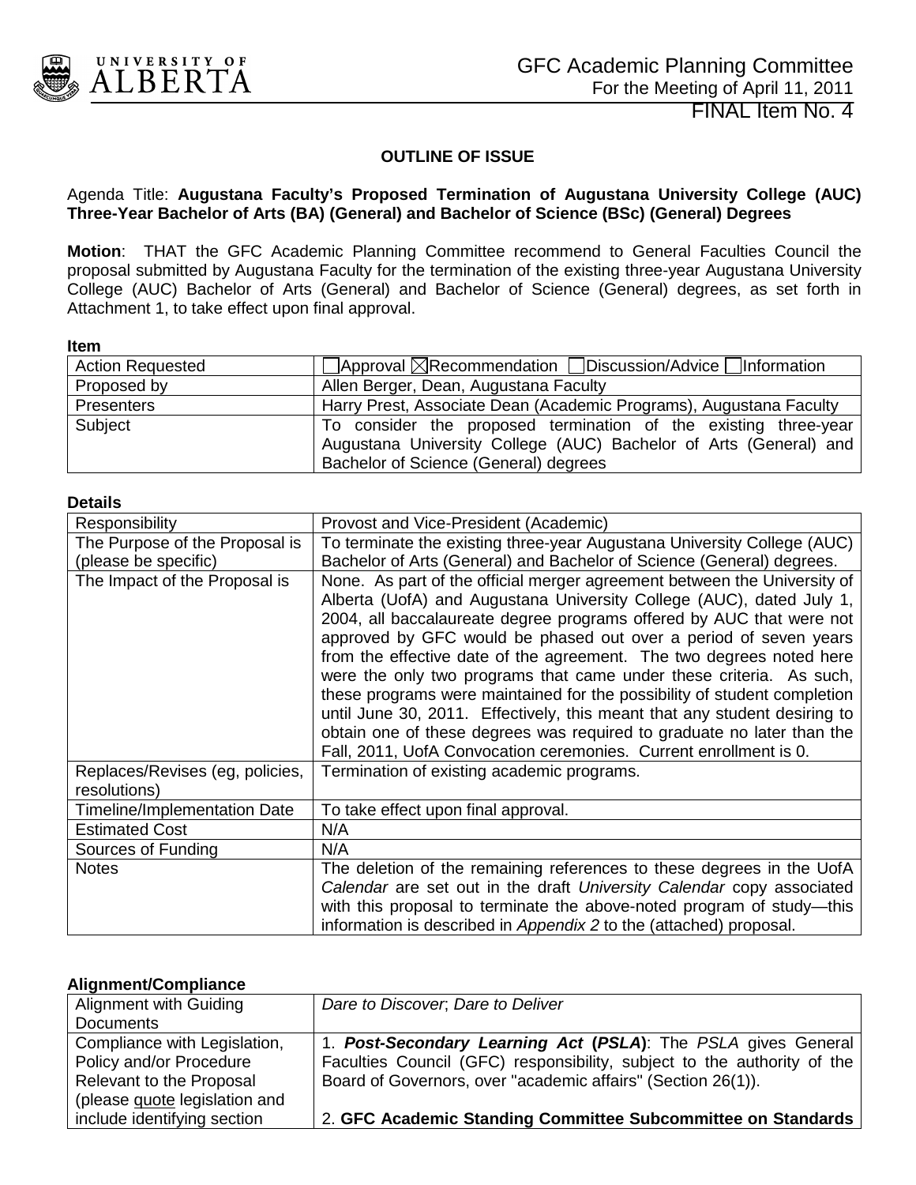GFC Academic Planning Committee
For the Meeting of April 11, 2011
FINAL Item No. 4

## OUTLINE OF ISSUE

Agenda Title: **Augustana Faculty's Proposed Termination of Augustana University College (AUC) Three-Year Bachelor of Arts (BA) (General) and Bachelor of Science (BSc) (General) Degrees**

**Motion**: THAT the GFC Academic Planning Committee recommend to General Faculties Council the proposal submitted by Augustana Faculty for the termination of the existing three-year Augustana University College (AUC) Bachelor of Arts (General) and Bachelor of Science (General) degrees, as set forth in Attachment 1, to take effect upon final approval.

**Item**

| | |
|---|---|
| Action Requested | ☐Approval ☒Recommendation ☐Discussion/Advice ☐Information |
| Proposed by | Allen Berger, Dean, Augustana Faculty |
| Presenters | Harry Prest, Associate Dean (Academic Programs), Augustana Faculty |
| Subject | To consider the proposed termination of the existing three-year Augustana University College (AUC) Bachelor of Arts (General) and Bachelor of Science (General) degrees |

**Details**

| | |
|---|---|
| Responsibility | Provost and Vice-President (Academic) |
| The Purpose of the Proposal is (please be specific) | To terminate the existing three-year Augustana University College (AUC) Bachelor of Arts (General) and Bachelor of Science (General) degrees. |
| The Impact of the Proposal is | None. As part of the official merger agreement between the University of Alberta (UofA) and Augustana University College (AUC), dated July 1, 2004, all baccalaureate degree programs offered by AUC that were not approved by GFC would be phased out over a period of seven years from the effective date of the agreement. The two degrees noted here were the only two programs that came under these criteria. As such, these programs were maintained for the possibility of student completion until June 30, 2011. Effectively, this meant that any student desiring to obtain one of these degrees was required to graduate no later than the Fall, 2011, UofA Convocation ceremonies. Current enrollment is 0. |
| Replaces/Revises (eg, policies, resolutions) | Termination of existing academic programs. |
| Timeline/Implementation Date | To take effect upon final approval. |
| Estimated Cost | N/A |
| Sources of Funding | N/A |
| Notes | The deletion of the remaining references to these degrees in the UofA *Calendar* are set out in the draft *University Calendar* copy associated with this proposal to terminate the above-noted program of study—this information is described in *Appendix 2* to the (attached) proposal. |

**Alignment/Compliance**

| | |
|---|---|
| Alignment with Guiding Documents | *Dare to Discover*; *Dare to Deliver* |
| Compliance with Legislation, Policy and/or Procedure Relevant to the Proposal (please quote legislation and include identifying section | 1. ***Post-Secondary Learning Act* (*PSLA*)**: The *PSLA* gives General Faculties Council (GFC) responsibility, subject to the authority of the Board of Governors, over "academic affairs" (Section 26(1)).<br><br>2. **GFC Academic Standing Committee Subcommittee on Standards** |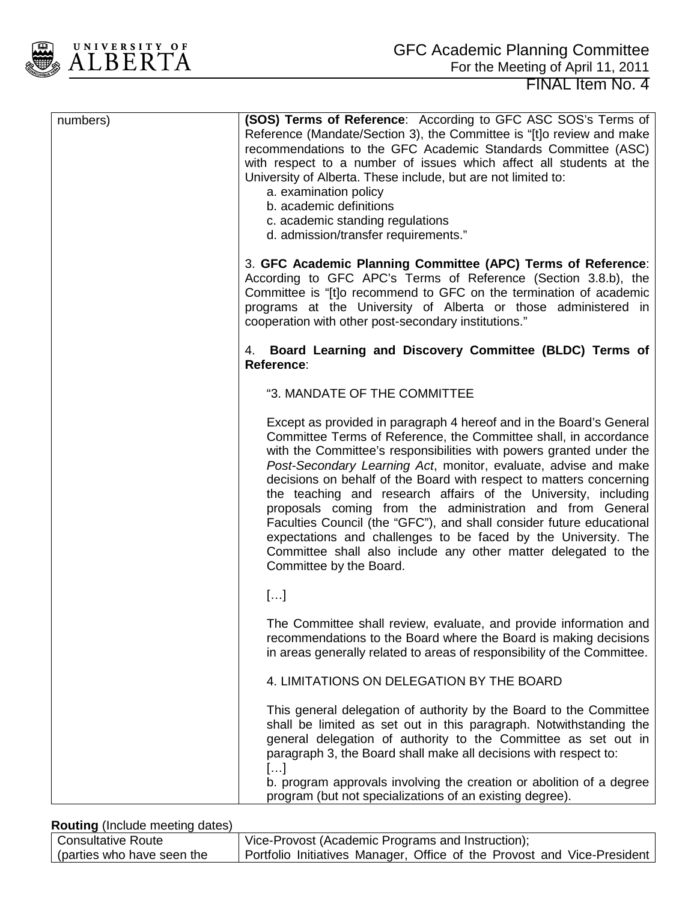| | |
|---|---|
| numbers) | **(SOS) Terms of Reference**: According to GFC ASC SOS's Terms of Reference (Mandate/Section 3), the Committee is "[t]o review and make recommendations to the GFC Academic Standards Committee (ASC) with respect to a number of issues which affect all students at the University of Alberta. These include, but are not limited to:<br>a. examination policy<br>b. academic definitions<br>c. academic standing regulations<br>d. admission/transfer requirements."<br><br>3. **GFC Academic Planning Committee (APC) Terms of Reference**: According to GFC APC's Terms of Reference (Section 3.8.b), the Committee is "[t]o recommend to GFC on the termination of academic programs at the University of Alberta or those administered in cooperation with other post-secondary institutions."<br><br>4. **Board Learning and Discovery Committee (BLDC) Terms of Reference**:<br><br>"3. MANDATE OF THE COMMITTEE<br><br>Except as provided in paragraph 4 hereof and in the Board's General Committee Terms of Reference, the Committee shall, in accordance with the Committee's responsibilities with powers granted under the *Post-Secondary Learning Act*, monitor, evaluate, advise and make decisions on behalf of the Board with respect to matters concerning the teaching and research affairs of the University, including proposals coming from the administration and from General Faculties Council (the "GFC"), and shall consider future educational expectations and challenges to be faced by the University. The Committee shall also include any other matter delegated to the Committee by the Board.<br><br>[…]<br><br>The Committee shall review, evaluate, and provide information and recommendations to the Board where the Board is making decisions in areas generally related to areas of responsibility of the Committee.<br><br>4. LIMITATIONS ON DELEGATION BY THE BOARD<br><br>This general delegation of authority by the Board to the Committee shall be limited as set out in this paragraph. Notwithstanding the general delegation of authority to the Committee as set out in paragraph 3, the Board shall make all decisions with respect to:<br>[…]<br>b. program approvals involving the creation or abolition of a degree program (but not specializations of an existing degree). |

**Routing** (Include meeting dates)

| | |
|---|---|
| Consultative Route<br>(parties who have seen the | Vice-Provost (Academic Programs and Instruction);<br>Portfolio Initiatives Manager, Office of the Provost and Vice-President |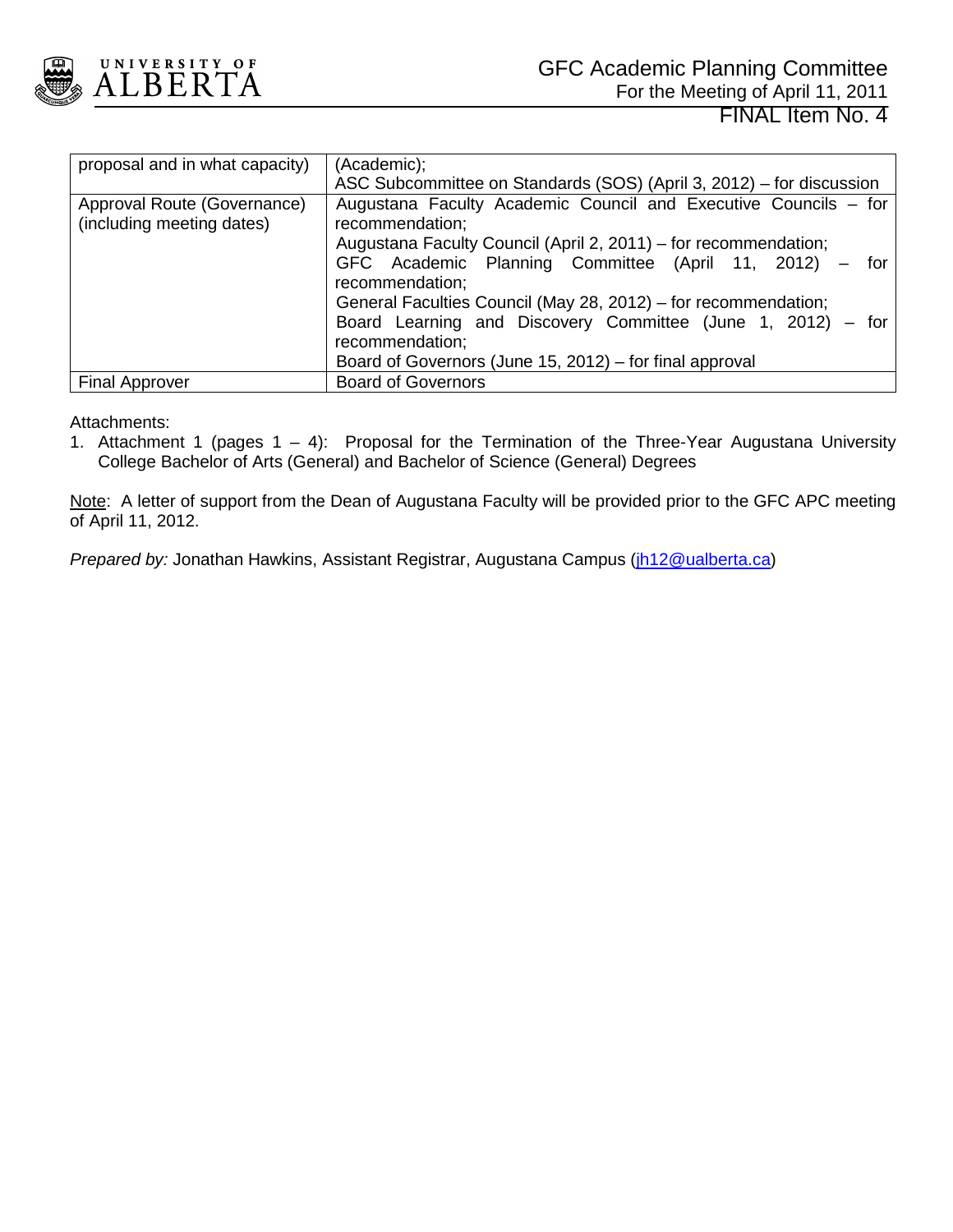| | |
|---|---|
| proposal and in what capacity) | (Academic);<br>ASC Subcommittee on Standards (SOS) (April 3, 2012) – for discussion |
| Approval Route (Governance) (including meeting dates) | Augustana Faculty Academic Council and Executive Councils – for recommendation;<br>Augustana Faculty Council (April 2, 2011) – for recommendation;<br>GFC Academic Planning Committee (April 11, 2012) – for recommendation;<br>General Faculties Council (May 28, 2012) – for recommendation;<br>Board Learning and Discovery Committee (June 1, 2012) – for recommendation;<br>Board of Governors (June 15, 2012) – for final approval |
| Final Approver | Board of Governors |

Attachments:

1. Attachment 1 (pages 1 – 4): Proposal for the Termination of the Three-Year Augustana University College Bachelor of Arts (General) and Bachelor of Science (General) Degrees

<u>Note</u>: A letter of support from the Dean of Augustana Faculty will be provided prior to the GFC APC meeting of April 11, 2012.

*Prepared by:* Jonathan Hawkins, Assistant Registrar, Augustana Campus (jh12@ualberta.ca)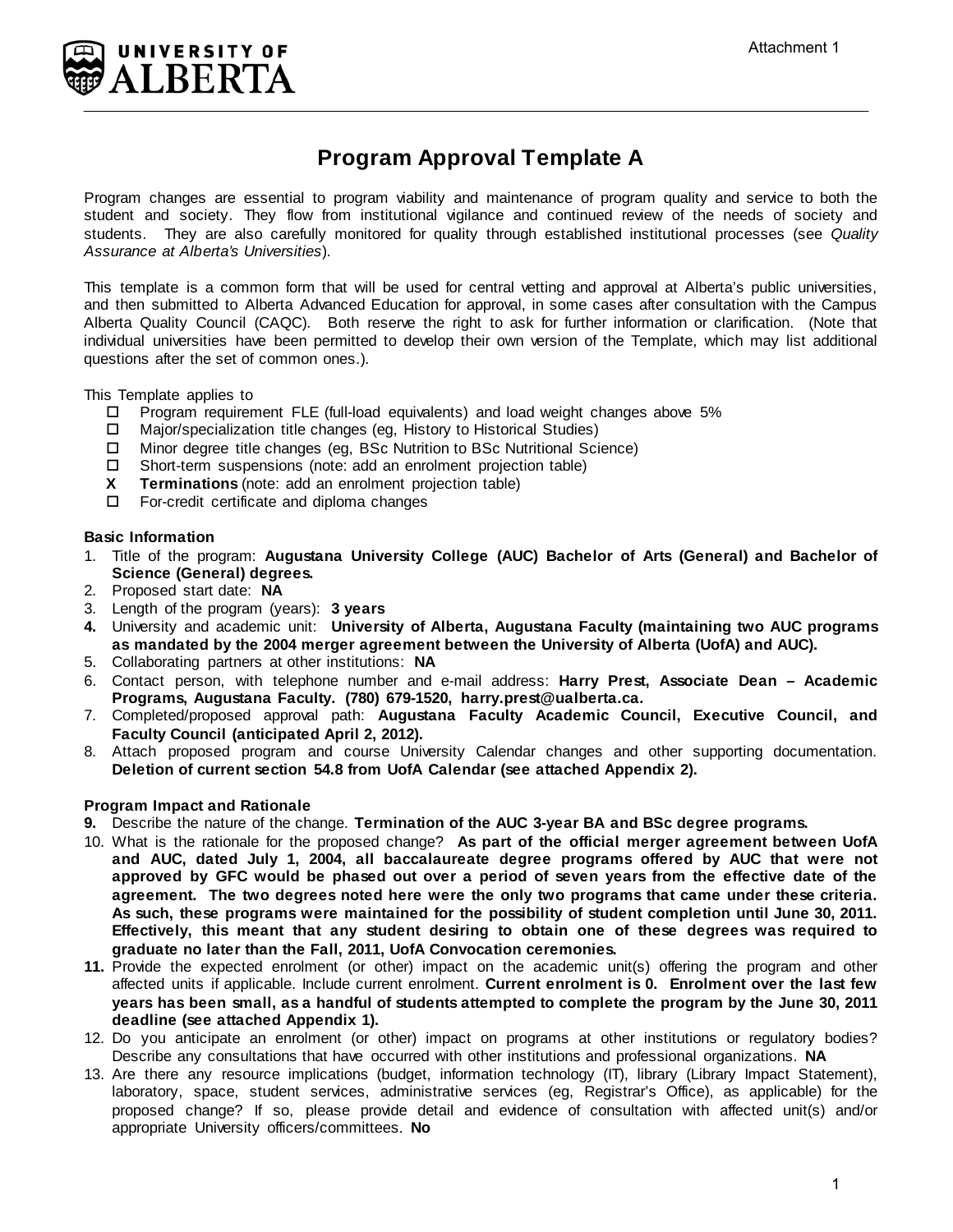Attachment 1

UNIVERSITY OF ALBERTA

# Program Approval Template A

Program changes are essential to program viability and maintenance of program quality and service to both the student and society. They flow from institutional vigilance and continued review of the needs of society and students. They are also carefully monitored for quality through established institutional processes (see *Quality Assurance at Alberta's Universities*).

This template is a common form that will be used for central vetting and approval at Alberta's public universities, and then submitted to Alberta Advanced Education for approval, in some cases after consultation with the Campus Alberta Quality Council (CAQC). Both reserve the right to ask for further information or clarification. (Note that individual universities have been permitted to develop their own version of the Template, which may list additional questions after the set of common ones.).

This Template applies to

- ☐ Program requirement FLE (full-load equivalents) and load weight changes above 5%
- ☐ Major/specialization title changes (eg, History to Historical Studies)
- ☐ Minor degree title changes (eg, BSc Nutrition to BSc Nutritional Science)
- ☐ Short-term suspensions (note: add an enrolment projection table)
- **X** **Terminations** (note: add an enrolment projection table)
- ☐ For-credit certificate and diploma changes

### Basic Information

1. Title of the program: **Augustana University College (AUC) Bachelor of Arts (General) and Bachelor of Science (General) degrees.**
2. Proposed start date: **NA**
3. Length of the program (years): **3 years**
4. University and academic unit: **University of Alberta, Augustana Faculty (maintaining two AUC programs as mandated by the 2004 merger agreement between the University of Alberta (UofA) and AUC).**
5. Collaborating partners at other institutions: **NA**
6. Contact person, with telephone number and e-mail address: **Harry Prest, Associate Dean – Academic Programs, Augustana Faculty. (780) 679-1520, harry.prest@ualberta.ca.**
7. Completed/proposed approval path: **Augustana Faculty Academic Council, Executive Council, and Faculty Council (anticipated April 2, 2012).**
8. Attach proposed program and course University Calendar changes and other supporting documentation. **Deletion of current section 54.8 from UofA Calendar (see attached Appendix 2).**

### Program Impact and Rationale

9. Describe the nature of the change. **Termination of the AUC 3-year BA and BSc degree programs.**
10. What is the rationale for the proposed change? **As part of the official merger agreement between UofA and AUC, dated July 1, 2004, all baccalaureate degree programs offered by AUC that were not approved by GFC would be phased out over a period of seven years from the effective date of the agreement. The two degrees noted here were the only two programs that came under these criteria. As such, these programs were maintained for the possibility of student completion until June 30, 2011. Effectively, this meant that any student desiring to obtain one of these degrees was required to graduate no later than the Fall, 2011, UofA Convocation ceremonies.**
11. Provide the expected enrolment (or other) impact on the academic unit(s) offering the program and other affected units if applicable. Include current enrolment. **Current enrolment is 0. Enrolment over the last few years has been small, as a handful of students attempted to complete the program by the June 30, 2011 deadline (see attached Appendix 1).**
12. Do you anticipate an enrolment (or other) impact on programs at other institutions or regulatory bodies? Describe any consultations that have occurred with other institutions and professional organizations. **NA**
13. Are there any resource implications (budget, information technology (IT), library (Library Impact Statement), laboratory, space, student services, administrative services (eg, Registrar's Office), as applicable) for the proposed change? If so, please provide detail and evidence of consultation with affected unit(s) and/or appropriate University officers/committees. **No**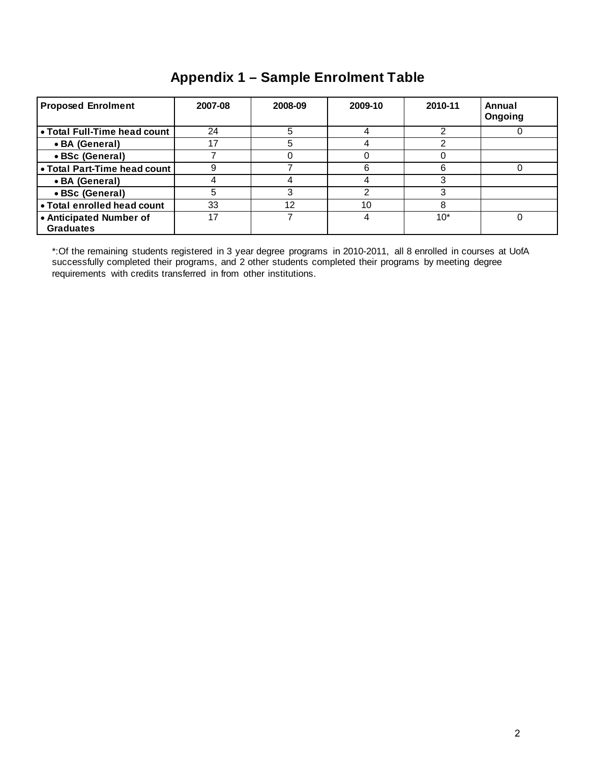## Appendix 1 – Sample Enrolment Table

| Proposed Enrolment | 2007-08 | 2008-09 | 2009-10 | 2010-11 | Annual Ongoing |
|---|---|---|---|---|---|
| • Total Full-Time head count | 24 | 5 | 4 | 2 | 0 |
| • BA (General) | 17 | 5 | 4 | 2 | |
| • BSc (General) | 7 | 0 | 0 | 0 | |
| • Total Part-Time head count | 9 | 7 | 6 | 6 | 0 |
| • BA (General) | 4 | 4 | 4 | 3 | |
| • BSc (General) | 5 | 3 | 2 | 3 | |
| • Total enrolled head count | 33 | 12 | 10 | 8 | |
| • Anticipated Number of Graduates | 17 | 7 | 4 | 10* | 0 |

*:Of the remaining students registered in 3 year degree programs in 2010-2011, all 8 enrolled in courses at UofA successfully completed their programs, and 2 other students completed their programs by meeting degree requirements with credits transferred in from other institutions.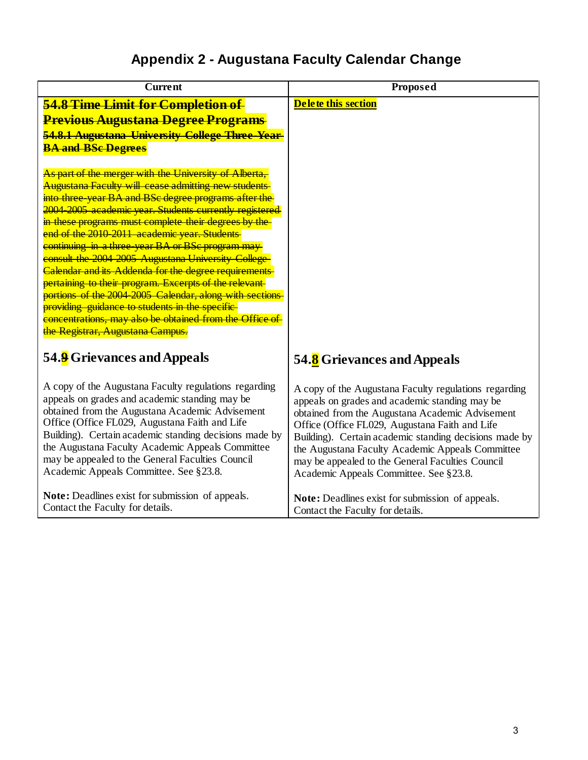# Appendix 2 - Augustana Faculty Calendar Change

| Current | Proposed |
|---|---|
| ~~**54.8 Time Limit for Completion of Previous Augustana Degree Programs**~~<br>~~**54.8.1 Augustana University College Three-Year BA and BSc Degrees**~~<br><br>~~As part of the merger with the University of Alberta, Augustana Faculty will cease admitting new students into three-year BA and BSc degree programs after the 2004-2005 academic year. Students currently registered in these programs must complete their degrees by the end of the 2010-2011 academic year. Students continuing in a three-year BA or BSc program may consult the 2004-2005 Augustana University College Calendar and its Addenda for the degree requirements pertaining to their program. Excerpts of the relevant portions of the 2004-2005 Calendar, along with sections providing guidance to students in the specific concentrations, may also be obtained from the Office of the Registrar, Augustana Campus.~~ | **Delete this section** |
| **54.~~9~~ Grievances and Appeals**<br><br>A copy of the Augustana Faculty regulations regarding appeals on grades and academic standing may be obtained from the Augustana Academic Advisement Office (Office FL029, Augustana Faith and Life Building). Certain academic standing decisions made by the Augustana Faculty Academic Appeals Committee may be appealed to the General Faculties Council Academic Appeals Committee. See §23.8.<br><br>**Note:** Deadlines exist for submission of appeals. Contact the Faculty for details. | **54.8 Grievances and Appeals**<br><br>A copy of the Augustana Faculty regulations regarding appeals on grades and academic standing may be obtained from the Augustana Academic Advisement Office (Office FL029, Augustana Faith and Life Building). Certain academic standing decisions made by the Augustana Faculty Academic Appeals Committee may be appealed to the General Faculties Council Academic Appeals Committee. See §23.8.<br><br>**Note:** Deadlines exist for submission of appeals. Contact the Faculty for details. |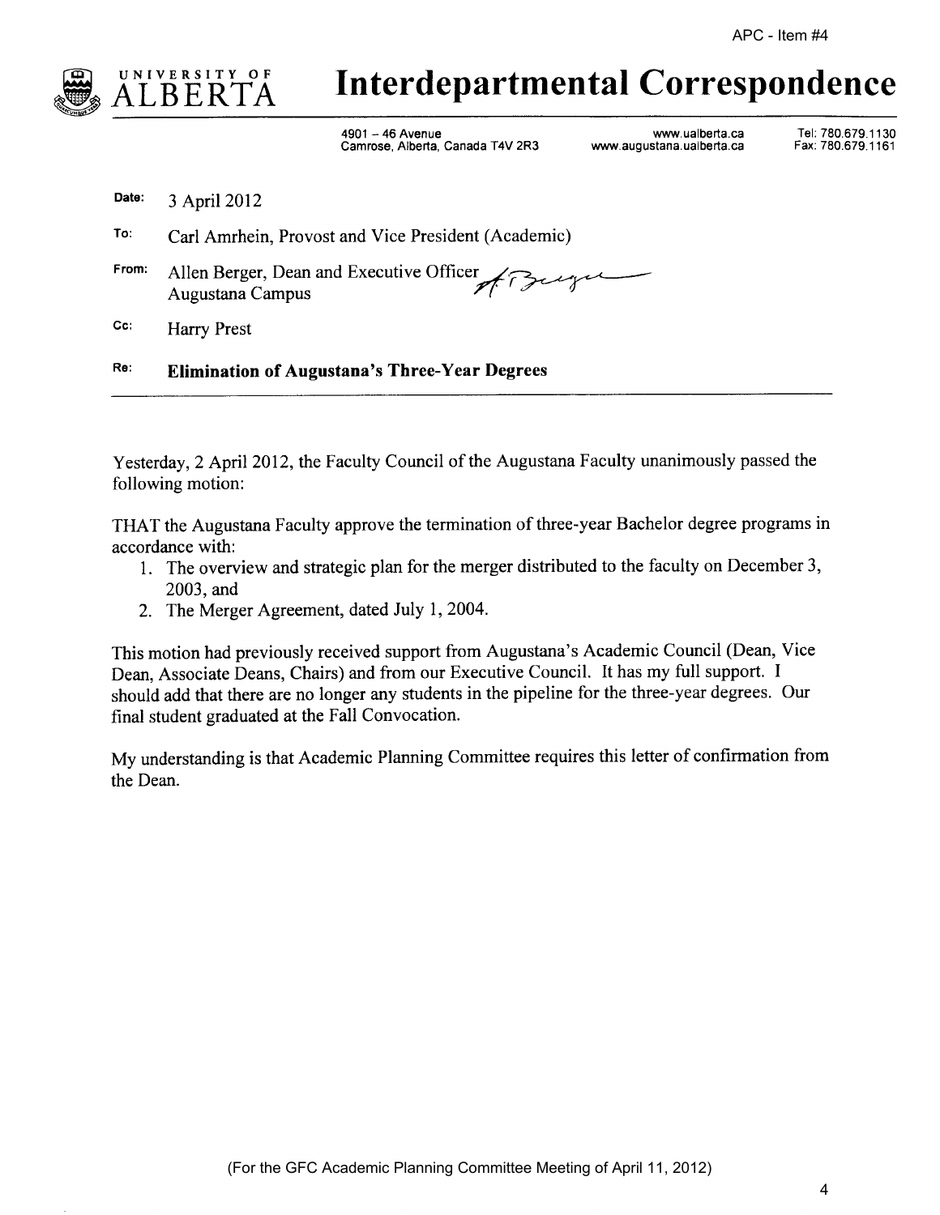APC - Item #4

# UNIVERSITY OF ALBERTA Interdepartmental Correspondence

4901 – 46 Avenue
Camrose, Alberta, Canada T4V 2R3

www.ualberta.ca
www.augustana.ualberta.ca

Tel: 780.679.1130
Fax: 780.679.1161

**Date:** 3 April 2012

**To:** Carl Amrhein, Provost and Vice President (Academic)

**From:** Allen Berger, Dean and Executive Officer
Augustana Campus

**Cc:** Harry Prest

**Re:** **Elimination of Augustana's Three-Year Degrees**

---

Yesterday, 2 April 2012, the Faculty Council of the Augustana Faculty unanimously passed the following motion:

THAT the Augustana Faculty approve the termination of three-year Bachelor degree programs in accordance with:

1. The overview and strategic plan for the merger distributed to the faculty on December 3, 2003, and
2. The Merger Agreement, dated July 1, 2004.

This motion had previously received support from Augustana's Academic Council (Dean, Vice Dean, Associate Deans, Chairs) and from our Executive Council. It has my full support. I should add that there are no longer any students in the pipeline for the three-year degrees. Our final student graduated at the Fall Convocation.

My understanding is that Academic Planning Committee requires this letter of confirmation from the Dean.

(For the GFC Academic Planning Committee Meeting of April 11, 2012)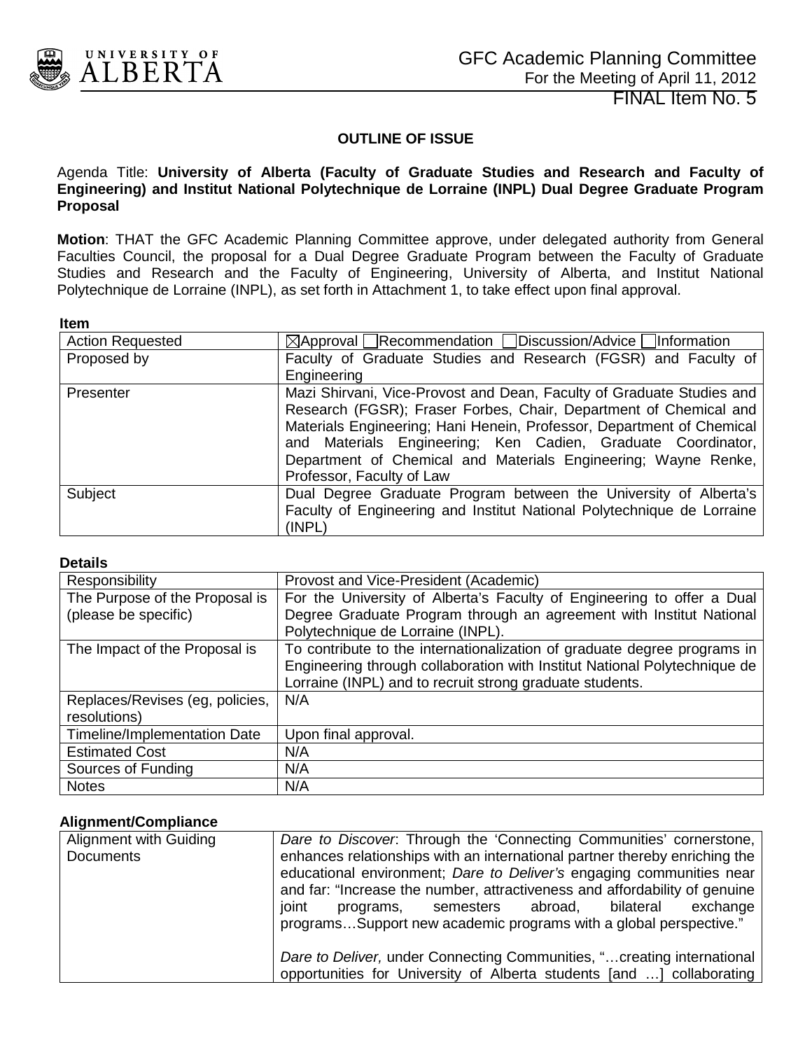# GFC Academic Planning Committee
For the Meeting of April 11, 2012

FINAL Item No. 5

## OUTLINE OF ISSUE

Agenda Title: **University of Alberta (Faculty of Graduate Studies and Research and Faculty of Engineering) and Institut National Polytechnique de Lorraine (INPL) Dual Degree Graduate Program Proposal**

**Motion**: THAT the GFC Academic Planning Committee approve, under delegated authority from General Faculties Council, the proposal for a Dual Degree Graduate Program between the Faculty of Graduate Studies and Research and the Faculty of Engineering, University of Alberta, and Institut National Polytechnique de Lorraine (INPL), as set forth in Attachment 1, to take effect upon final approval.

**Item**

| | |
|---|---|
| Action Requested | ☒Approval ☐Recommendation ☐Discussion/Advice ☐Information |
| Proposed by | Faculty of Graduate Studies and Research (FGSR) and Faculty of Engineering |
| Presenter | Mazi Shirvani, Vice-Provost and Dean, Faculty of Graduate Studies and Research (FGSR); Fraser Forbes, Chair, Department of Chemical and Materials Engineering; Hani Henein, Professor, Department of Chemical and Materials Engineering; Ken Cadien, Graduate Coordinator, Department of Chemical and Materials Engineering; Wayne Renke, Professor, Faculty of Law |
| Subject | Dual Degree Graduate Program between the University of Alberta's Faculty of Engineering and Institut National Polytechnique de Lorraine (INPL) |

**Details**

| | |
|---|---|
| Responsibility | Provost and Vice-President (Academic) |
| The Purpose of the Proposal is (please be specific) | For the University of Alberta's Faculty of Engineering to offer a Dual Degree Graduate Program through an agreement with Institut National Polytechnique de Lorraine (INPL). |
| The Impact of the Proposal is | To contribute to the internationalization of graduate degree programs in Engineering through collaboration with Institut National Polytechnique de Lorraine (INPL) and to recruit strong graduate students. |
| Replaces/Revises (eg, policies, resolutions) | N/A |
| Timeline/Implementation Date | Upon final approval. |
| Estimated Cost | N/A |
| Sources of Funding | N/A |
| Notes | N/A |

**Alignment/Compliance**

| | |
|---|---|
| Alignment with Guiding Documents | *Dare to Discover*: Through the 'Connecting Communities' cornerstone, enhances relationships with an international partner thereby enriching the educational environment; *Dare to Deliver's* engaging communities near and far: "Increase the number, attractiveness and affordability of genuine joint programs, semesters abroad, bilateral exchange programs…Support new academic programs with a global perspective."<br><br>*Dare to Deliver,* under Connecting Communities, "…creating international opportunities for University of Alberta students [and …] collaborating |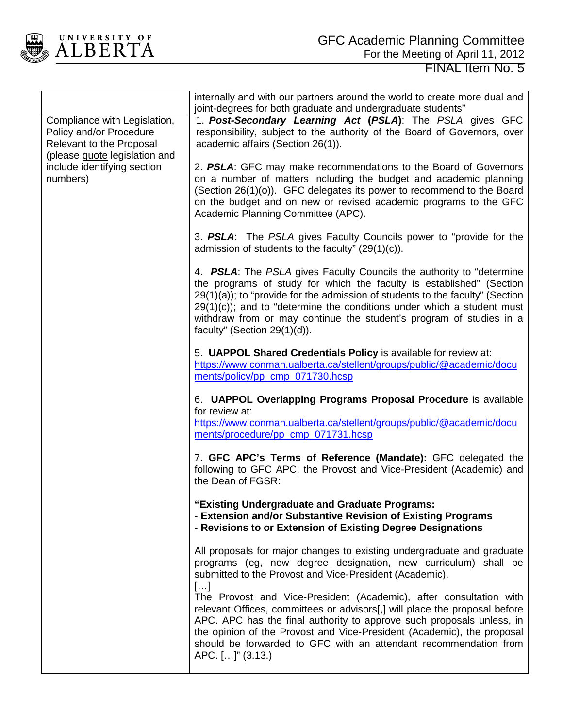| | |
|---|---|
| | internally and with our partners around the world to create more dual and joint-degrees for both graduate and undergraduate students" |
| Compliance with Legislation, Policy and/or Procedure Relevant to the Proposal (please quote legislation and include identifying section numbers) | 1. ***Post-Secondary Learning Act*** **(*PSLA*)**: The *PSLA* gives GFC responsibility, subject to the authority of the Board of Governors, over academic affairs (Section 26(1)).<br><br>2. ***PSLA***: GFC may make recommendations to the Board of Governors on a number of matters including the budget and academic planning (Section 26(1)(o)). GFC delegates its power to recommend to the Board on the budget and on new or revised academic programs to the GFC Academic Planning Committee (APC).<br><br>3. ***PSLA***: The *PSLA* gives Faculty Councils power to "provide for the admission of students to the faculty" (29(1)(c)).<br><br>4. ***PSLA***: The *PSLA* gives Faculty Councils the authority to "determine the programs of study for which the faculty is established" (Section 29(1)(a)); to "provide for the admission of students to the faculty" (Section 29(1)(c)); and to "determine the conditions under which a student must withdraw from or may continue the student's program of studies in a faculty" (Section 29(1)(d)).<br><br>5. **UAPPOL Shared Credentials Policy** is available for review at: https://www.conman.ualberta.ca/stellent/groups/public/@academic/documents/policy/pp_cmp_071730.hcsp<br><br>6. **UAPPOL Overlapping Programs Proposal Procedure** is available for review at: https://www.conman.ualberta.ca/stellent/groups/public/@academic/documents/procedure/pp_cmp_071731.hcsp<br><br>7. **GFC APC's Terms of Reference (Mandate):** GFC delegated the following to GFC APC, the Provost and Vice-President (Academic) and the Dean of FGSR:<br><br>**"Existing Undergraduate and Graduate Programs:**<br>**- Extension and/or Substantive Revision of Existing Programs**<br>**- Revisions to or Extension of Existing Degree Designations**<br><br>All proposals for major changes to existing undergraduate and graduate programs (eg, new degree designation, new curriculum) shall be submitted to the Provost and Vice-President (Academic).<br>[…]<br>The Provost and Vice-President (Academic), after consultation with relevant Offices, committees or advisors[,] will place the proposal before APC. APC has the final authority to approve such proposals unless, in the opinion of the Provost and Vice-President (Academic), the proposal should be forwarded to GFC with an attendant recommendation from APC. […]" (3.13.) |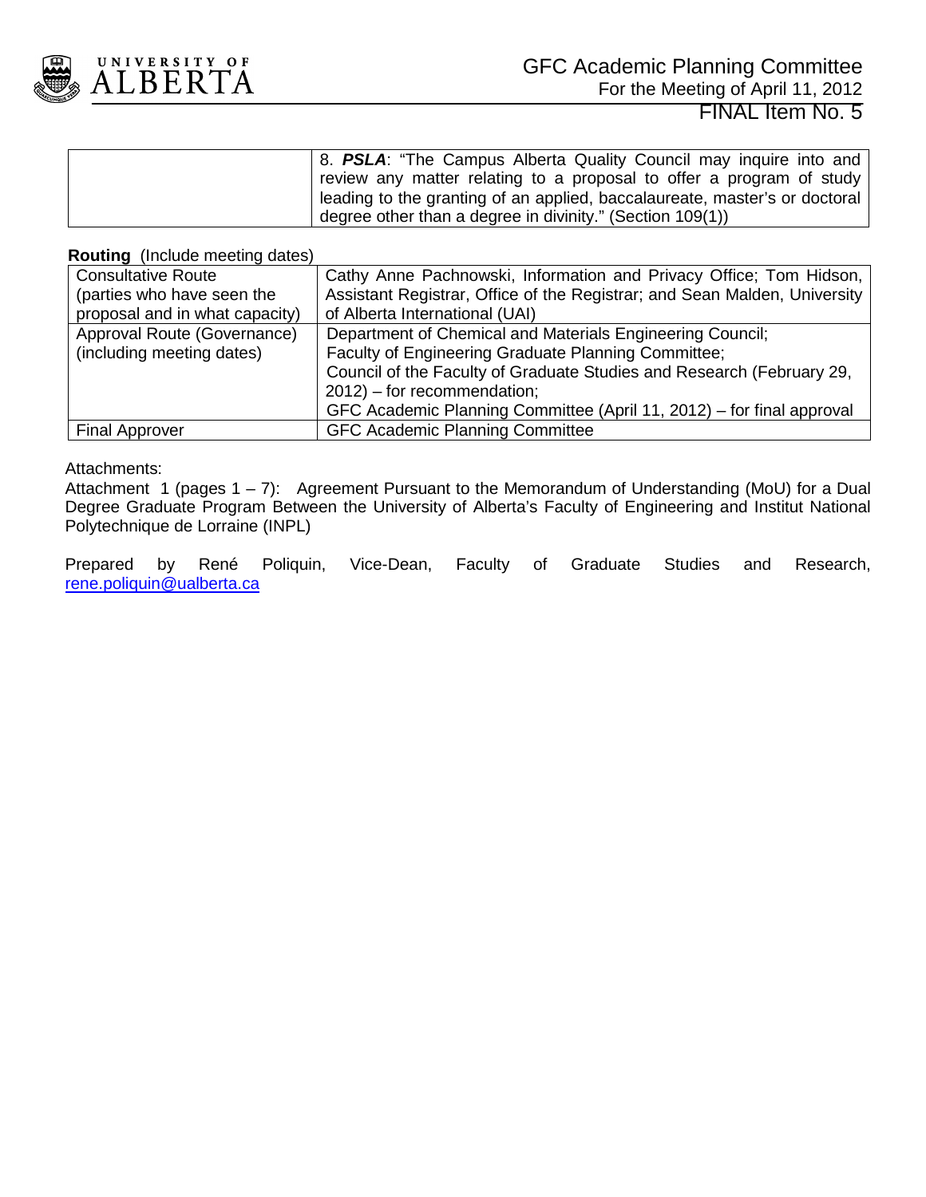| | 8. ***PSLA***: "The Campus Alberta Quality Council may inquire into and review any matter relating to a proposal to offer a program of study leading to the granting of an applied, baccalaureate, master's or doctoral degree other than a degree in divinity." (Section 109(1)) |
|---|---|

**Routing** (Include meeting dates)

| Consultative Route (parties who have seen the proposal and in what capacity) | Cathy Anne Pachnowski, Information and Privacy Office; Tom Hidson, Assistant Registrar, Office of the Registrar; and Sean Malden, University of Alberta International (UAI) |
|---|---|
| Approval Route (Governance) (including meeting dates) | Department of Chemical and Materials Engineering Council; Faculty of Engineering Graduate Planning Committee; Council of the Faculty of Graduate Studies and Research (February 29, 2012) – for recommendation; GFC Academic Planning Committee (April 11, 2012) – for final approval |
| Final Approver | GFC Academic Planning Committee |

Attachments:

Attachment 1 (pages 1 – 7): Agreement Pursuant to the Memorandum of Understanding (MoU) for a Dual Degree Graduate Program Between the University of Alberta's Faculty of Engineering and Institut National Polytechnique de Lorraine (INPL)

Prepared by René Poliquin, Vice-Dean, Faculty of Graduate Studies and Research, rene.poliquin@ualberta.ca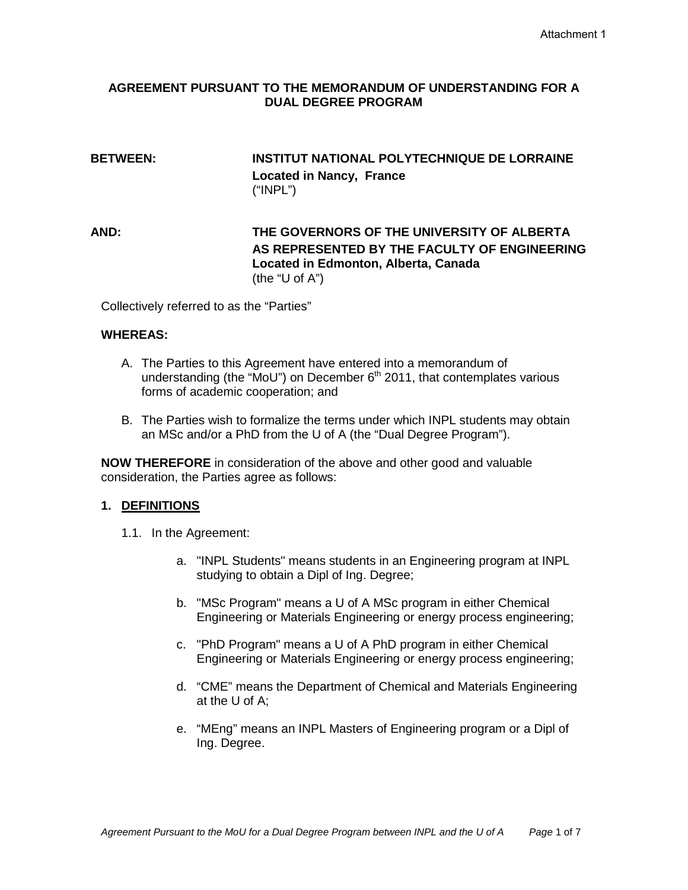Attachment 1

# AGREEMENT PURSUANT TO THE MEMORANDUM OF UNDERSTANDING FOR A DUAL DEGREE PROGRAM

**BETWEEN:** **INSTITUT NATIONAL POLYTECHNIQUE DE LORRAINE**
**Located in Nancy, France**
("INPL")

**AND:** **THE GOVERNORS OF THE UNIVERSITY OF ALBERTA AS REPRESENTED BY THE FACULTY OF ENGINEERING**
**Located in Edmonton, Alberta, Canada**
(the "U of A")

Collectively referred to as the "Parties"

**WHEREAS:**

A. The Parties to this Agreement have entered into a memorandum of understanding (the "MoU") on December 6th 2011, that contemplates various forms of academic cooperation; and

B. The Parties wish to formalize the terms under which INPL students may obtain an MSc and/or a PhD from the U of A (the "Dual Degree Program").

**NOW THEREFORE** in consideration of the above and other good and valuable consideration, the Parties agree as follows:

## 1. DEFINITIONS

1.1. In the Agreement:

a. "INPL Students" means students in an Engineering program at INPL studying to obtain a Dipl of Ing. Degree;

b. "MSc Program" means a U of A MSc program in either Chemical Engineering or Materials Engineering or energy process engineering;

c. "PhD Program" means a U of A PhD program in either Chemical Engineering or Materials Engineering or energy process engineering;

d. "CME" means the Department of Chemical and Materials Engineering at the U of A;

e. "MEng" means an INPL Masters of Engineering program or a Dipl of Ing. Degree.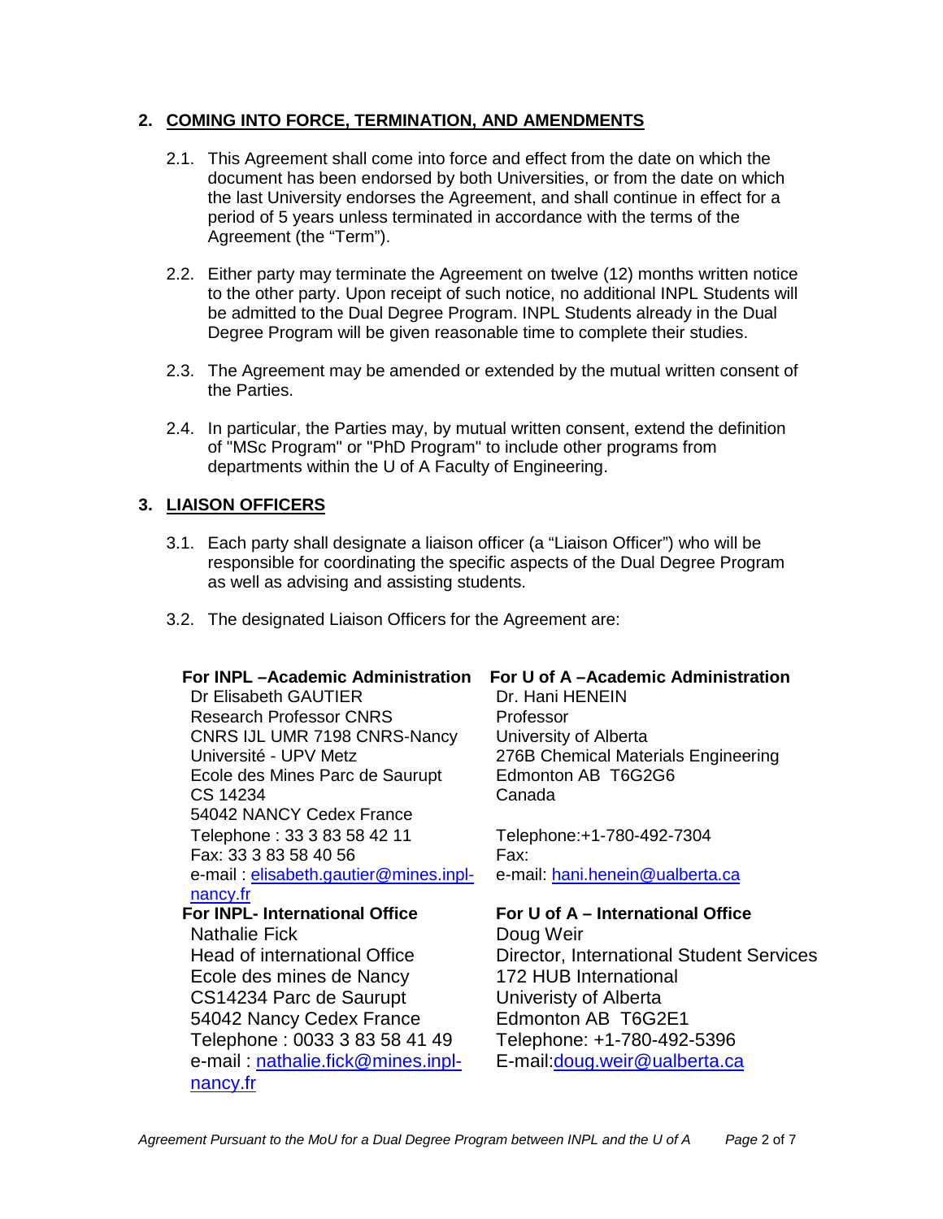## 2. COMING INTO FORCE, TERMINATION, AND AMENDMENTS

2.1. This Agreement shall come into force and effect from the date on which the document has been endorsed by both Universities, or from the date on which the last University endorses the Agreement, and shall continue in effect for a period of 5 years unless terminated in accordance with the terms of the Agreement (the "Term").

2.2. Either party may terminate the Agreement on twelve (12) months written notice to the other party. Upon receipt of such notice, no additional INPL Students will be admitted to the Dual Degree Program. INPL Students already in the Dual Degree Program will be given reasonable time to complete their studies.

2.3. The Agreement may be amended or extended by the mutual written consent of the Parties.

2.4. In particular, the Parties may, by mutual written consent, extend the definition of "MSc Program" or "PhD Program" to include other programs from departments within the U of A Faculty of Engineering.

## 3. LIAISON OFFICERS

3.1. Each party shall designate a liaison officer (a "Liaison Officer") who will be responsible for coordinating the specific aspects of the Dual Degree Program as well as advising and assisting students.

3.2. The designated Liaison Officers for the Agreement are:

**For INPL –Academic Administration**
Dr Elisabeth GAUTIER
Research Professor CNRS
CNRS IJL UMR 7198 CNRS-Nancy
Université - UPV Metz
Ecole des Mines Parc de Saurupt
CS 14234
54042 NANCY Cedex France
Telephone : 33 3 83 58 42 11
Fax: 33 3 83 58 40 56
e-mail : elisabeth.gautier@mines.inpl-nancy.fr

**For U of A –Academic Administration**
Dr. Hani HENEIN
Professor
University of Alberta
276B Chemical Materials Engineering
Edmonton AB T6G2G6
Canada

Telephone:+1-780-492-7304
Fax:
e-mail: hani.henein@ualberta.ca

**For INPL- International Office**
Nathalie Fick
Head of international Office
Ecole des mines de Nancy
CS14234 Parc de Saurupt
54042 Nancy Cedex France
Telephone : 0033 3 83 58 41 49
e-mail : nathalie.fick@mines.inpl-nancy.fr

**For U of A – International Office**
Doug Weir
Director, International Student Services
172 HUB International
Univeristy of Alberta
Edmonton AB T6G2E1
Telephone: +1-780-492-5396
E-mail:doug.weir@ualberta.ca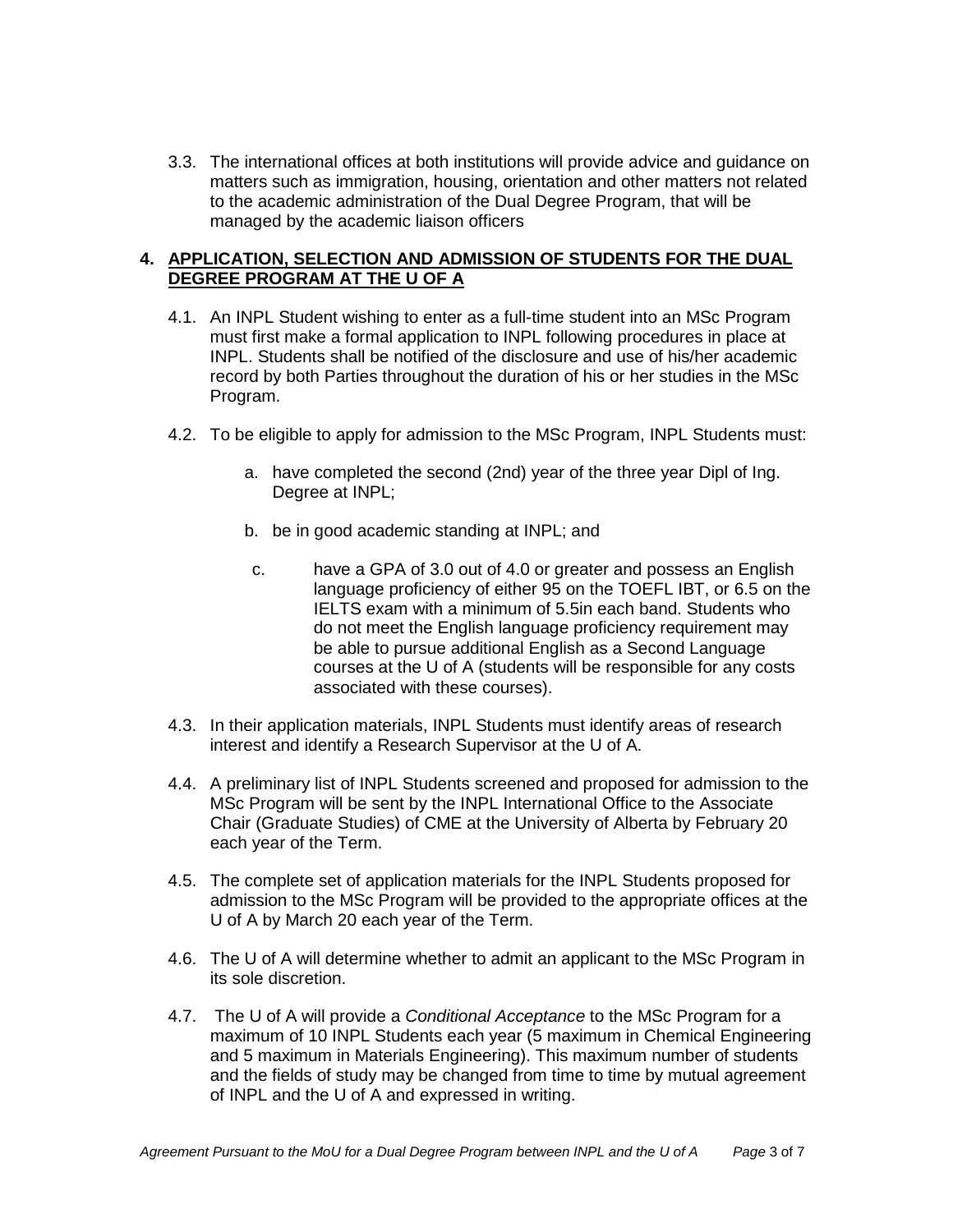3.3. The international offices at both institutions will provide advice and guidance on matters such as immigration, housing, orientation and other matters not related to the academic administration of the Dual Degree Program, that will be managed by the academic liaison officers

## 4. APPLICATION, SELECTION AND ADMISSION OF STUDENTS FOR THE DUAL DEGREE PROGRAM AT THE U OF A

4.1. An INPL Student wishing to enter as a full-time student into an MSc Program must first make a formal application to INPL following procedures in place at INPL. Students shall be notified of the disclosure and use of his/her academic record by both Parties throughout the duration of his or her studies in the MSc Program.

4.2. To be eligible to apply for admission to the MSc Program, INPL Students must:

a. have completed the second (2nd) year of the three year Dipl of Ing. Degree at INPL;

b. be in good academic standing at INPL; and

c. have a GPA of 3.0 out of 4.0 or greater and possess an English language proficiency of either 95 on the TOEFL IBT, or 6.5 on the IELTS exam with a minimum of 5.5in each band. Students who do not meet the English language proficiency requirement may be able to pursue additional English as a Second Language courses at the U of A (students will be responsible for any costs associated with these courses).

4.3. In their application materials, INPL Students must identify areas of research interest and identify a Research Supervisor at the U of A.

4.4. A preliminary list of INPL Students screened and proposed for admission to the MSc Program will be sent by the INPL International Office to the Associate Chair (Graduate Studies) of CME at the University of Alberta by February 20 each year of the Term.

4.5. The complete set of application materials for the INPL Students proposed for admission to the MSc Program will be provided to the appropriate offices at the U of A by March 20 each year of the Term.

4.6. The U of A will determine whether to admit an applicant to the MSc Program in its sole discretion.

4.7. The U of A will provide a *Conditional Acceptance* to the MSc Program for a maximum of 10 INPL Students each year (5 maximum in Chemical Engineering and 5 maximum in Materials Engineering). This maximum number of students and the fields of study may be changed from time to time by mutual agreement of INPL and the U of A and expressed in writing.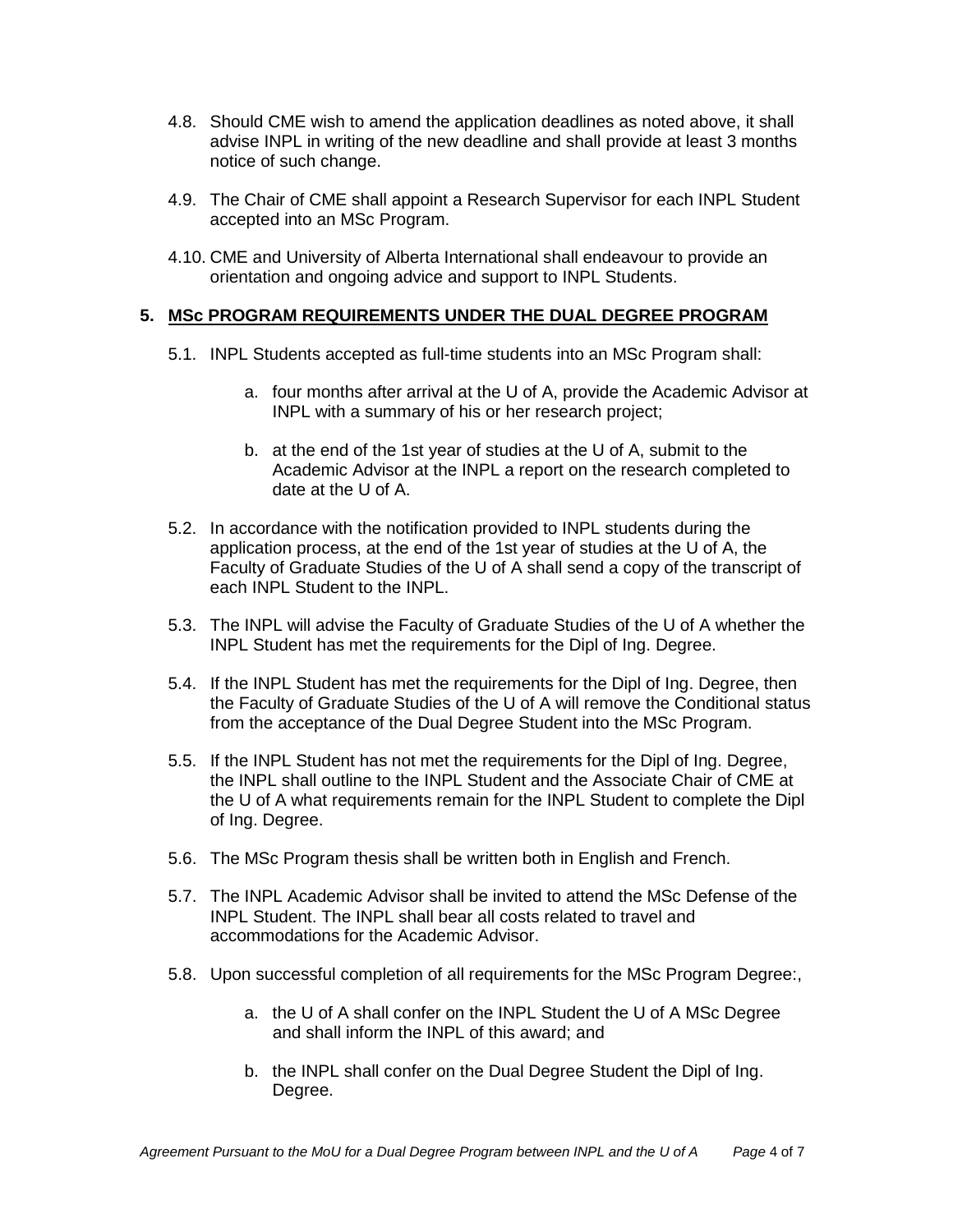4.8. Should CME wish to amend the application deadlines as noted above, it shall advise INPL in writing of the new deadline and shall provide at least 3 months notice of such change.

4.9. The Chair of CME shall appoint a Research Supervisor for each INPL Student accepted into an MSc Program.

4.10. CME and University of Alberta International shall endeavour to provide an orientation and ongoing advice and support to INPL Students.

**5. MSc PROGRAM REQUIREMENTS UNDER THE DUAL DEGREE PROGRAM**

5.1. INPL Students accepted as full-time students into an MSc Program shall:

  a. four months after arrival at the U of A, provide the Academic Advisor at INPL with a summary of his or her research project;

  b. at the end of the 1st year of studies at the U of A, submit to the Academic Advisor at the INPL a report on the research completed to date at the U of A.

5.2. In accordance with the notification provided to INPL students during the application process, at the end of the 1st year of studies at the U of A, the Faculty of Graduate Studies of the U of A shall send a copy of the transcript of each INPL Student to the INPL.

5.3. The INPL will advise the Faculty of Graduate Studies of the U of A whether the INPL Student has met the requirements for the Dipl of Ing. Degree.

5.4. If the INPL Student has met the requirements for the Dipl of Ing. Degree, then the Faculty of Graduate Studies of the U of A will remove the Conditional status from the acceptance of the Dual Degree Student into the MSc Program.

5.5. If the INPL Student has not met the requirements for the Dipl of Ing. Degree, the INPL shall outline to the INPL Student and the Associate Chair of CME at the U of A what requirements remain for the INPL Student to complete the Dipl of Ing. Degree.

5.6. The MSc Program thesis shall be written both in English and French.

5.7. The INPL Academic Advisor shall be invited to attend the MSc Defense of the INPL Student. The INPL shall bear all costs related to travel and accommodations for the Academic Advisor.

5.8. Upon successful completion of all requirements for the MSc Program Degree:,

  a. the U of A shall confer on the INPL Student the U of A MSc Degree and shall inform the INPL of this award; and

  b. the INPL shall confer on the Dual Degree Student the Dipl of Ing. Degree.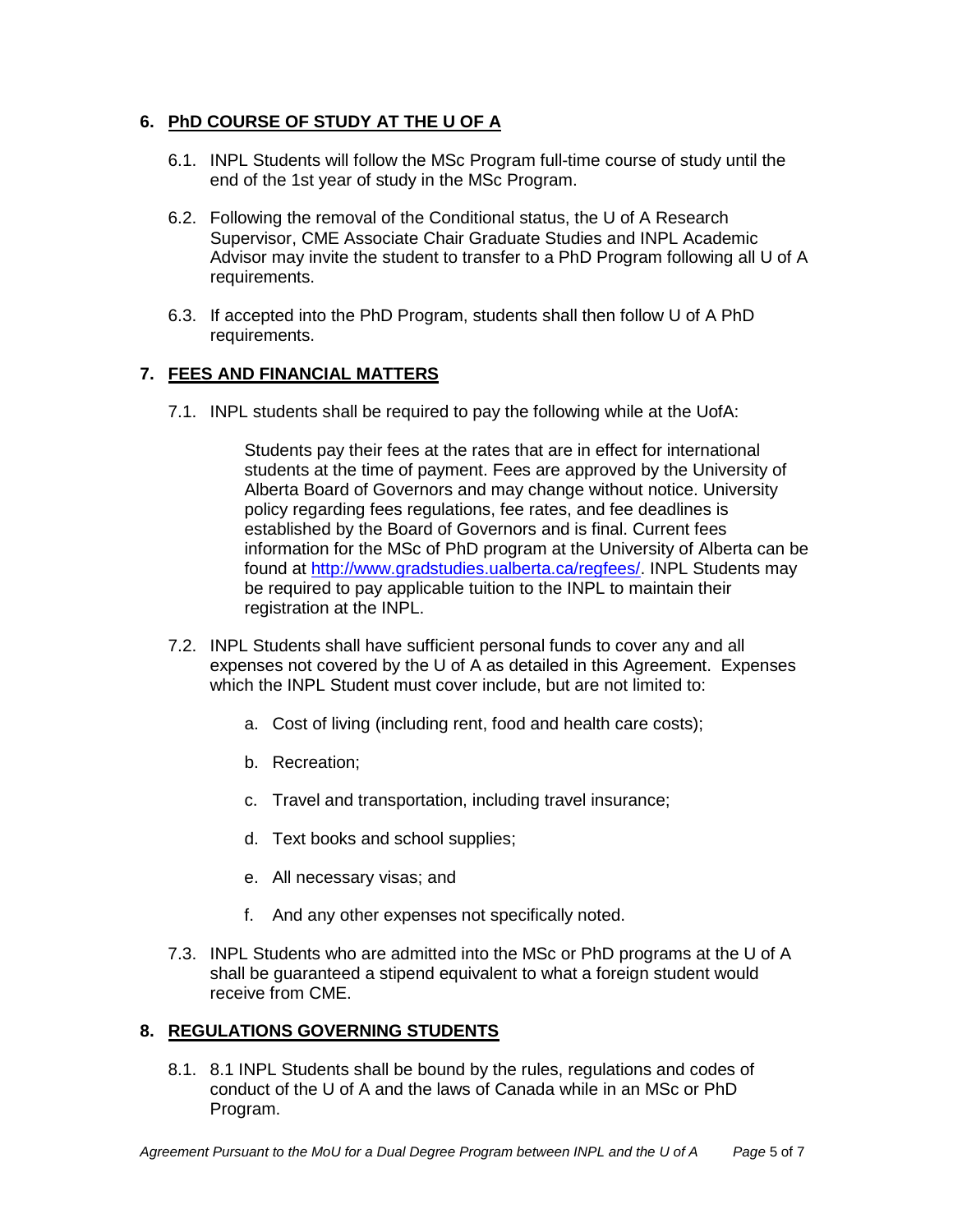## 6. PhD COURSE OF STUDY AT THE U OF A

6.1. INPL Students will follow the MSc Program full-time course of study until the end of the 1st year of study in the MSc Program.

6.2. Following the removal of the Conditional status, the U of A Research Supervisor, CME Associate Chair Graduate Studies and INPL Academic Advisor may invite the student to transfer to a PhD Program following all U of A requirements.

6.3. If accepted into the PhD Program, students shall then follow U of A PhD requirements.

## 7. FEES AND FINANCIAL MATTERS

7.1. INPL students shall be required to pay the following while at the UofA:

> Students pay their fees at the rates that are in effect for international students at the time of payment. Fees are approved by the University of Alberta Board of Governors and may change without notice. University policy regarding fees regulations, fee rates, and fee deadlines is established by the Board of Governors and is final. Current fees information for the MSc of PhD program at the University of Alberta can be found at http://www.gradstudies.ualberta.ca/regfees/. INPL Students may be required to pay applicable tuition to the INPL to maintain their registration at the INPL.

7.2. INPL Students shall have sufficient personal funds to cover any and all expenses not covered by the U of A as detailed in this Agreement. Expenses which the INPL Student must cover include, but are not limited to:

a. Cost of living (including rent, food and health care costs);

b. Recreation;

c. Travel and transportation, including travel insurance;

d. Text books and school supplies;

e. All necessary visas; and

f. And any other expenses not specifically noted.

7.3. INPL Students who are admitted into the MSc or PhD programs at the U of A shall be guaranteed a stipend equivalent to what a foreign student would receive from CME.

## 8. REGULATIONS GOVERNING STUDENTS

8.1. 8.1 INPL Students shall be bound by the rules, regulations and codes of conduct of the U of A and the laws of Canada while in an MSc or PhD Program.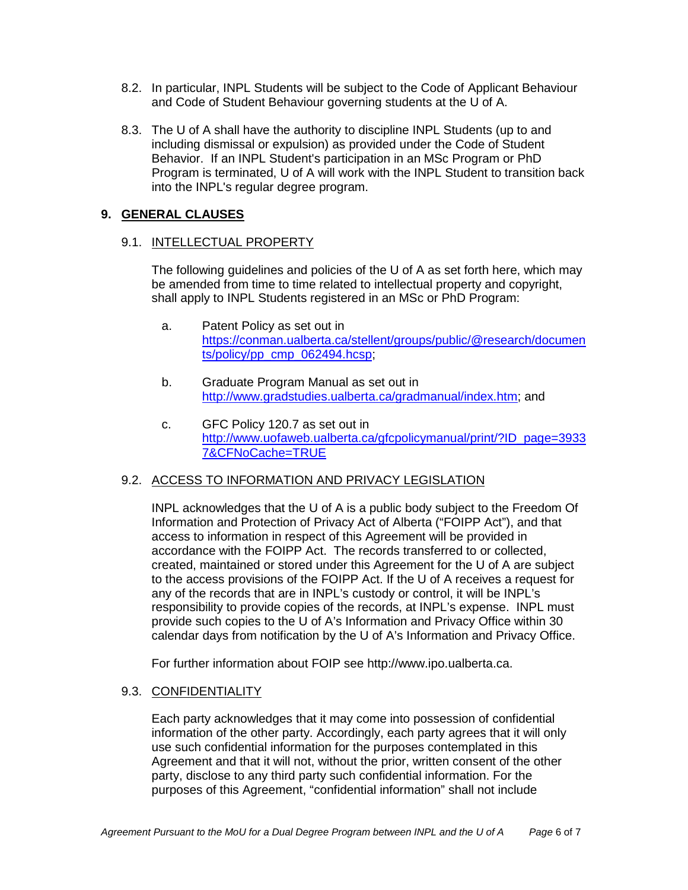8.2. In particular, INPL Students will be subject to the Code of Applicant Behaviour and Code of Student Behaviour governing students at the U of A.

8.3. The U of A shall have the authority to discipline INPL Students (up to and including dismissal or expulsion) as provided under the Code of Student Behavior. If an INPL Student's participation in an MSc Program or PhD Program is terminated, U of A will work with the INPL Student to transition back into the INPL's regular degree program.

## 9. GENERAL CLAUSES

### 9.1. INTELLECTUAL PROPERTY

The following guidelines and policies of the U of A as set forth here, which may be amended from time to time related to intellectual property and copyright, shall apply to INPL Students registered in an MSc or PhD Program:

a. Patent Policy as set out in [https://conman.ualberta.ca/stellent/groups/public/@research/documents/policy/pp_cmp_062494.hcsp](https://conman.ualberta.ca/stellent/groups/public/@research/documents/policy/pp_cmp_062494.hcsp);

b. Graduate Program Manual as set out in [http://www.gradstudies.ualberta.ca/gradmanual/index.htm](http://www.gradstudies.ualberta.ca/gradmanual/index.htm); and

c. GFC Policy 120.7 as set out in [http://www.uofaweb.ualberta.ca/gfcpolicymanual/print/?ID_page=39337&CFNoCache=TRUE](http://www.uofaweb.ualberta.ca/gfcpolicymanual/print/?ID_page=39337&CFNoCache=TRUE)

### 9.2. ACCESS TO INFORMATION AND PRIVACY LEGISLATION

INPL acknowledges that the U of A is a public body subject to the Freedom Of Information and Protection of Privacy Act of Alberta ("FOIPP Act"), and that access to information in respect of this Agreement will be provided in accordance with the FOIPP Act. The records transferred to or collected, created, maintained or stored under this Agreement for the U of A are subject to the access provisions of the FOIPP Act. If the U of A receives a request for any of the records that are in INPL's custody or control, it will be INPL's responsibility to provide copies of the records, at INPL's expense. INPL must provide such copies to the U of A's Information and Privacy Office within 30 calendar days from notification by the U of A's Information and Privacy Office.

For further information about FOIP see http://www.ipo.ualberta.ca.

### 9.3. CONFIDENTIALITY

Each party acknowledges that it may come into possession of confidential information of the other party. Accordingly, each party agrees that it will only use such confidential information for the purposes contemplated in this Agreement and that it will not, without the prior, written consent of the other party, disclose to any third party such confidential information. For the purposes of this Agreement, "confidential information" shall not include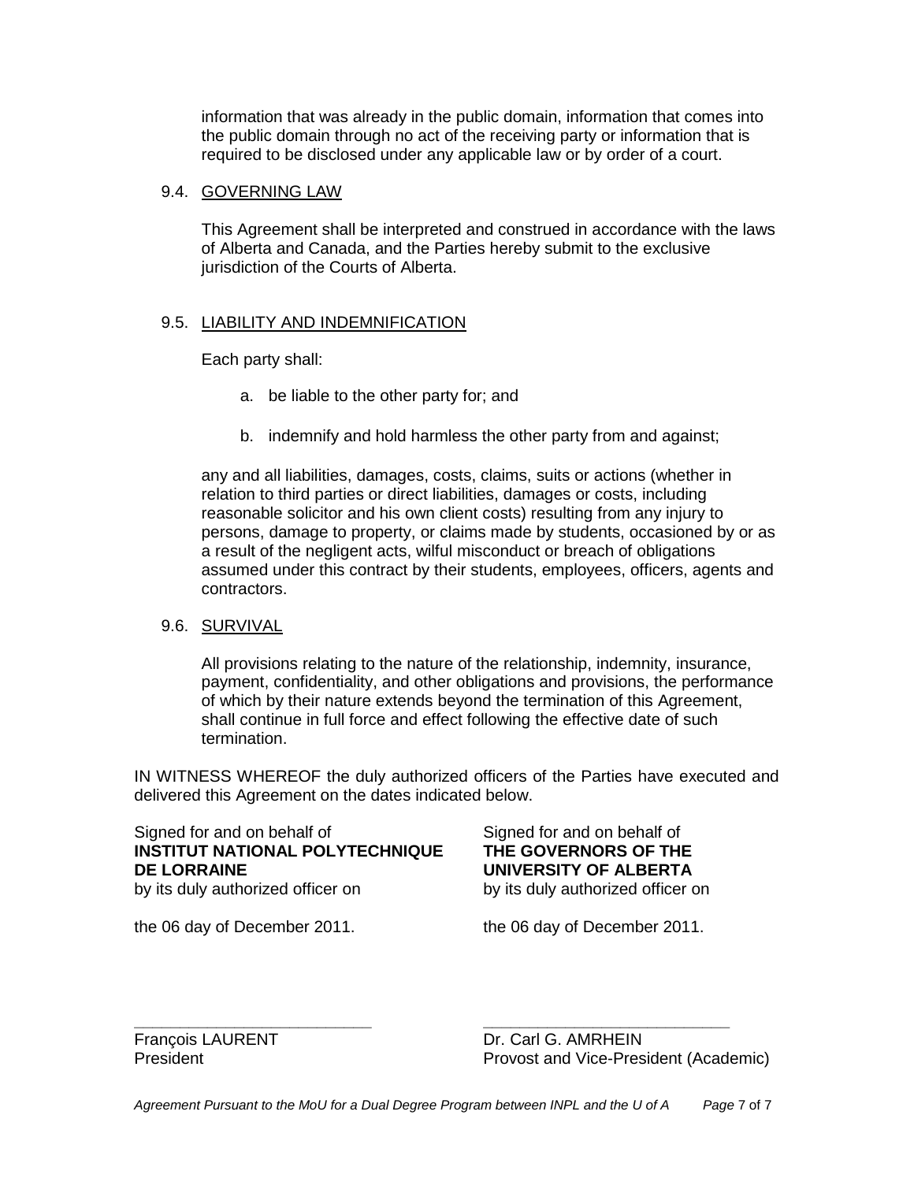information that was already in the public domain, information that comes into the public domain through no act of the receiving party or information that is required to be disclosed under any applicable law or by order of a court.

9.4. GOVERNING LAW

This Agreement shall be interpreted and construed in accordance with the laws of Alberta and Canada, and the Parties hereby submit to the exclusive jurisdiction of the Courts of Alberta.

9.5. LIABILITY AND INDEMNIFICATION

Each party shall:

a. be liable to the other party for; and

b. indemnify and hold harmless the other party from and against;

any and all liabilities, damages, costs, claims, suits or actions (whether in relation to third parties or direct liabilities, damages or costs, including reasonable solicitor and his own client costs) resulting from any injury to persons, damage to property, or claims made by students, occasioned by or as a result of the negligent acts, wilful misconduct or breach of obligations assumed under this contract by their students, employees, officers, agents and contractors.

9.6. SURVIVAL

All provisions relating to the nature of the relationship, indemnity, insurance, payment, confidentiality, and other obligations and provisions, the performance of which by their nature extends beyond the termination of this Agreement, shall continue in full force and effect following the effective date of such termination.

IN WITNESS WHEREOF the duly authorized officers of the Parties have executed and delivered this Agreement on the dates indicated below.

Signed for and on behalf of
**INSTITUT NATIONAL POLYTECHNIQUE DE LORRAINE**
by its duly authorized officer on

the 06 day of December 2011.

\_\_\_\_\_\_\_\_\_\_\_\_\_\_\_\_\_\_\_\_\_\_\_\_\_\_\_
François LAURENT
President

Signed for and on behalf of
**THE GOVERNORS OF THE UNIVERSITY OF ALBERTA**
by its duly authorized officer on

the 06 day of December 2011.

\_\_\_\_\_\_\_\_\_\_\_\_\_\_\_\_\_\_\_\_\_\_\_\_\_\_\_
Dr. Carl G. AMRHEIN
Provost and Vice-President (Academic)